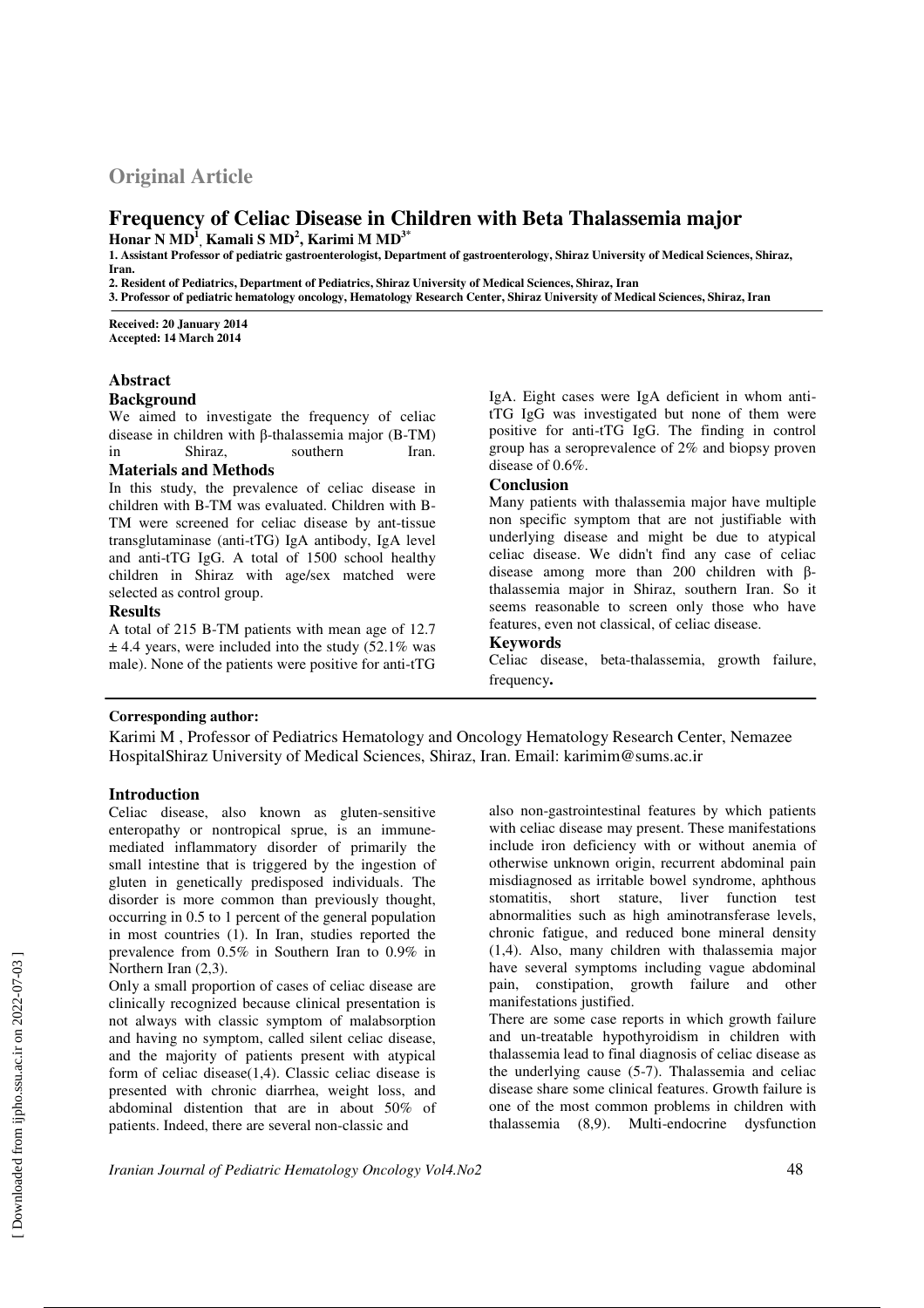## Original Article

# Frequency of Celiac Disease in Children with Beta Thalassemia major

**Honar N MD[1], Kamali S MD[2], Karimi M MD[3*]**

1. Assistant Professor of pediatric gastroenterologist, Department of gastroenterology, Shiraz University of Medical Sciences, Shiraz, Iran.
2. Resident of Pediatrics, Department of Pediatrics, Shiraz University of Medical Sciences, Shiraz, Iran
3. Professor of pediatric hematology oncology, Hematology Research Center, Shiraz University of Medical Sciences, Shiraz, Iran

**Received: 20 January 2014**
**Accepted: 14 March 2014**

## Abstract

### Background

We aimed to investigate the frequency of celiac disease in children with β-thalassemia major (B-TM) in Shiraz, southern Iran.

### Materials and Methods

In this study, the prevalence of celiac disease in children with B-TM was evaluated. Children with B-TM were screened for celiac disease by ant-tissue transglutaminase (anti-tTG) IgA antibody, IgA level and anti-tTG IgG. A total of 1500 school healthy children in Shiraz with age/sex matched were selected as control group.

### Results

A total of 215 B-TM patients with mean age of 12.7 ± 4.4 years, were included into the study (52.1% was male). None of the patients were positive for anti-tTG IgA. Eight cases were IgA deficient in whom anti-tTG IgG was investigated but none of them were positive for anti-tTG IgG. The finding in control group has a seroprevalence of 2% and biopsy proven disease of 0.6%.

### Conclusion

Many patients with thalassemia major have multiple non specific symptom that are not justifiable with underlying disease and might be due to atypical celiac disease. We didn't find any case of celiac disease among more than 200 children with β-thalassemia major in Shiraz, southern Iran. So it seems reasonable to screen only those who have features, even not classical, of celiac disease.

### Keywords

Celiac disease, beta-thalassemia, growth failure, frequency**.**

**Corresponding author:**

Karimi M , Professor of Pediatrics Hematology and Oncology Hematology Research Center, Nemazee HospitalShiraz University of Medical Sciences, Shiraz, Iran. Email: karimim@sums.ac.ir

## Introduction

Celiac disease, also known as gluten-sensitive enteropathy or nontropical sprue, is an immune-mediated inflammatory disorder of primarily the small intestine that is triggered by the ingestion of gluten in genetically predisposed individuals. The disorder is more common than previously thought, occurring in 0.5 to 1 percent of the general population in most countries (1). In Iran, studies reported the prevalence from 0.5% in Southern Iran to 0.9% in Northern Iran (2,3).

Only a small proportion of cases of celiac disease are clinically recognized because clinical presentation is not always with classic symptom of malabsorption and having no symptom, called silent celiac disease, and the majority of patients present with atypical form of celiac disease(1,4). Classic celiac disease is presented with chronic diarrhea, weight loss, and abdominal distention that are in about 50% of patients. Indeed, there are several non-classic and also non-gastrointestinal features by which patients with celiac disease may present. These manifestations include iron deficiency with or without anemia of otherwise unknown origin, recurrent abdominal pain misdiagnosed as irritable bowel syndrome, aphthous stomatitis, short stature, liver function test abnormalities such as high aminotransferase levels, chronic fatigue, and reduced bone mineral density (1,4). Also, many children with thalassemia major have several symptoms including vague abdominal pain, constipation, growth failure and other manifestations justified.

There are some case reports in which growth failure and un-treatable hypothyroidism in children with thalassemia lead to final diagnosis of celiac disease as the underlying cause (5-7). Thalassemia and celiac disease share some clinical features. Growth failure is one of the most common problems in children with thalassemia (8,9). Multi-endocrine dysfunction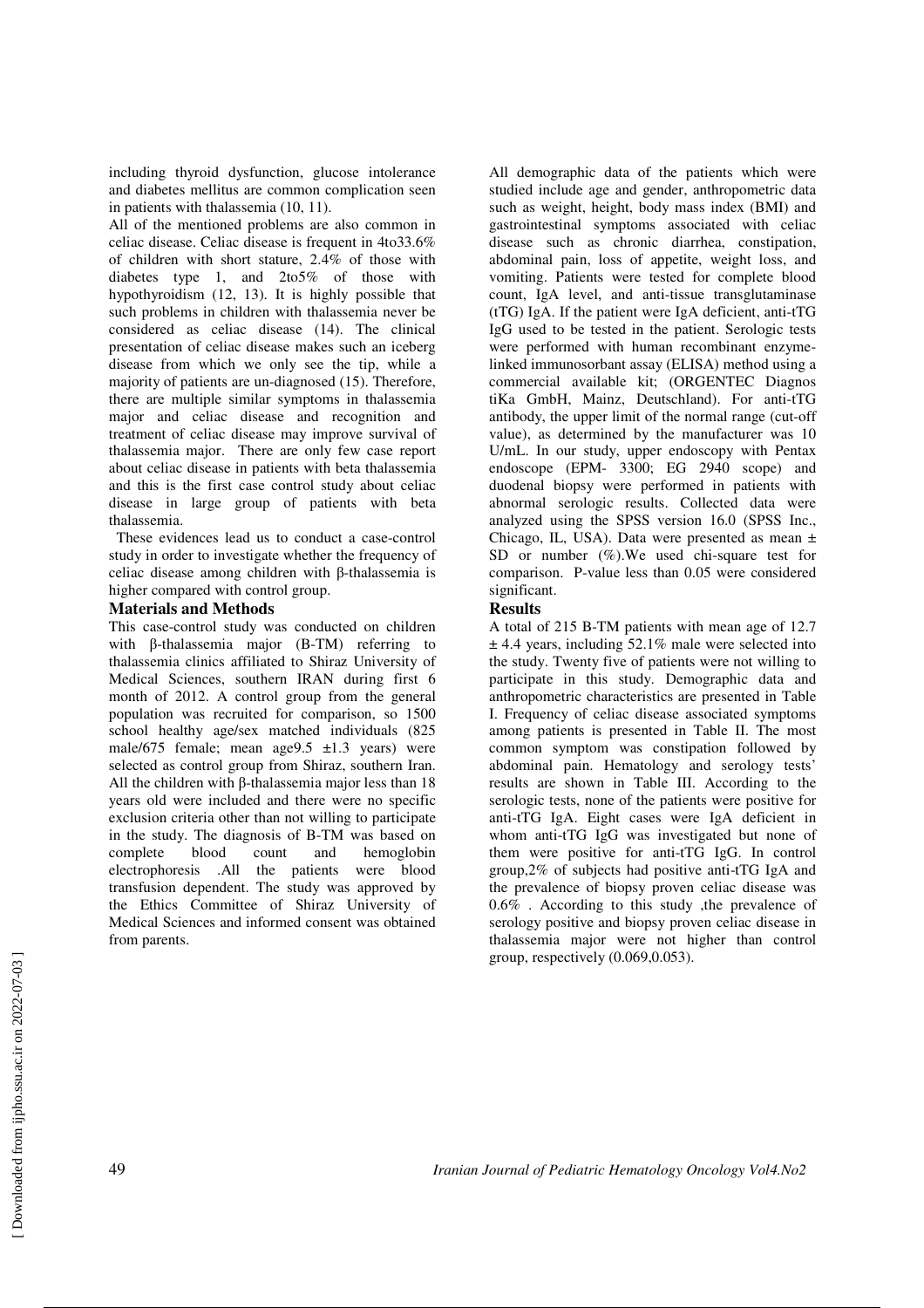including thyroid dysfunction, glucose intolerance and diabetes mellitus are common complication seen in patients with thalassemia (10, 11).

All of the mentioned problems are also common in celiac disease. Celiac disease is frequent in 4to33.6% of children with short stature, 2.4% of those with diabetes type 1, and 2to5% of those with hypothyroidism (12, 13). It is highly possible that such problems in children with thalassemia never be considered as celiac disease (14). The clinical presentation of celiac disease makes such an iceberg disease from which we only see the tip, while a majority of patients are un-diagnosed (15). Therefore, there are multiple similar symptoms in thalassemia major and celiac disease and recognition and treatment of celiac disease may improve survival of thalassemia major. There are only few case report about celiac disease in patients with beta thalassemia and this is the first case control study about celiac disease in large group of patients with beta thalassemia.

These evidences lead us to conduct a case-control study in order to investigate whether the frequency of celiac disease among children with β-thalassemia is higher compared with control group.

## Materials and Methods

This case-control study was conducted on children with β-thalassemia major (B-TM) referring to thalassemia clinics affiliated to Shiraz University of Medical Sciences, southern IRAN during first 6 month of 2012. A control group from the general population was recruited for comparison, so 1500 school healthy age/sex matched individuals (825 male/675 female; mean age9.5 ±1.3 years) were selected as control group from Shiraz, southern Iran. All the children with β-thalassemia major less than 18 years old were included and there were no specific exclusion criteria other than not willing to participate in the study. The diagnosis of B-TM was based on complete blood count and hemoglobin electrophoresis .All the patients were blood transfusion dependent. The study was approved by the Ethics Committee of Shiraz University of Medical Sciences and informed consent was obtained from parents.

All demographic data of the patients which were studied include age and gender, anthropometric data such as weight, height, body mass index (BMI) and gastrointestinal symptoms associated with celiac disease such as chronic diarrhea, constipation, abdominal pain, loss of appetite, weight loss, and vomiting. Patients were tested for complete blood count, IgA level, and anti-tissue transglutaminase (tTG) IgA. If the patient were IgA deficient, anti-tTG IgG used to be tested in the patient. Serologic tests were performed with human recombinant enzyme-linked immunosorbant assay (ELISA) method using a commercial available kit; (ORGENTEC Diagnos tiKa GmbH, Mainz, Deutschland). For anti-tTG antibody, the upper limit of the normal range (cut-off value), as determined by the manufacturer was 10 U/mL. In our study, upper endoscopy with Pentax endoscope (EPM- 3300; EG 2940 scope) and duodenal biopsy were performed in patients with abnormal serologic results. Collected data were analyzed using the SPSS version 16.0 (SPSS Inc., Chicago, IL, USA). Data were presented as mean ± SD or number (%).We used chi-square test for comparison. P-value less than 0.05 were considered significant.

## Results

A total of 215 B-TM patients with mean age of 12.7 ± 4.4 years, including 52.1% male were selected into the study. Twenty five of patients were not willing to participate in this study. Demographic data and anthropometric characteristics are presented in Table I. Frequency of celiac disease associated symptoms among patients is presented in Table II. The most common symptom was constipation followed by abdominal pain. Hematology and serology tests' results are shown in Table III. According to the serologic tests, none of the patients were positive for anti-tTG IgA. Eight cases were IgA deficient in whom anti-tTG IgG was investigated but none of them were positive for anti-tTG IgG. In control group,2% of subjects had positive anti-tTG IgA and the prevalence of biopsy proven celiac disease was 0.6% . According to this study ,the prevalence of serology positive and biopsy proven celiac disease in thalassemia major were not higher than control group, respectively (0.069,0.053).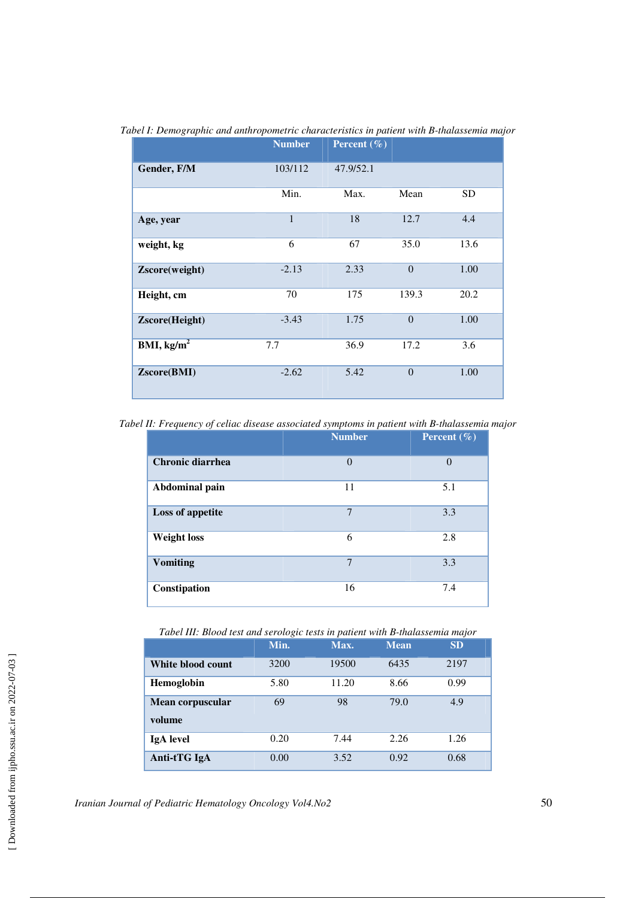*Tabel I: Demographic and anthropometric characteristics in patient with B-thalassemia major*

| | Number | Percent (%) | | |
|---|---|---|---|---|
| **Gender, F/M** | 103/112 | 47.9/52.1 | | |
| | Min. | Max. | Mean | SD |
| **Age, year** | 1 | 18 | 12.7 | 4.4 |
| **weight, kg** | 6 | 67 | 35.0 | 13.6 |
| **Zscore(weight)** | -2.13 | 2.33 | 0 | 1.00 |
| **Height, cm** | 70 | 175 | 139.3 | 20.2 |
| **Zscore(Height)** | -3.43 | 1.75 | 0 | 1.00 |
| **BMI, kg/m$^2$** | 7.7 | 36.9 | 17.2 | 3.6 |
| **Zscore(BMI)** | -2.62 | 5.42 | 0 | 1.00 |

*Tabel II: Frequency of celiac disease associated symptoms in patient with B-thalassemia major*

| | Number | Percent (%) |
|---|---|---|
| **Chronic diarrhea** | 0 | 0 |
| **Abdominal pain** | 11 | 5.1 |
| **Loss of appetite** | 7 | 3.3 |
| **Weight loss** | 6 | 2.8 |
| **Vomiting** | 7 | 3.3 |
| **Constipation** | 16 | 7.4 |

*Tabel III: Blood test and serologic tests in patient with B-thalassemia major*

| | Min. | Max. | Mean | SD |
|---|---|---|---|---|
| **White blood count** | 3200 | 19500 | 6435 | 2197 |
| **Hemoglobin** | 5.80 | 11.20 | 8.66 | 0.99 |
| **Mean corpuscular volume** | 69 | 98 | 79.0 | 4.9 |
| **IgA level** | 0.20 | 7.44 | 2.26 | 1.26 |
| **Anti-tTG IgA** | 0.00 | 3.52 | 0.92 | 0.68 |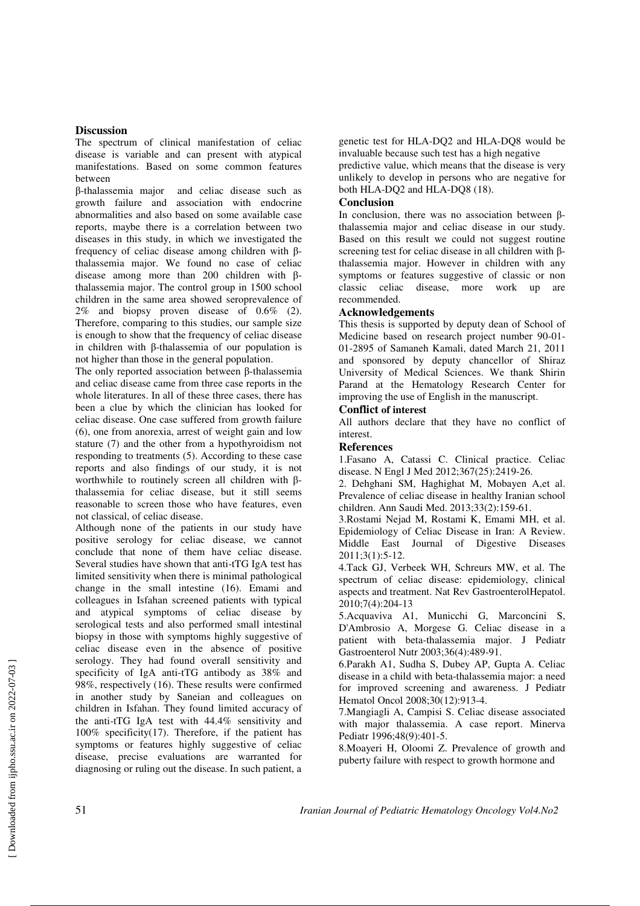## Discussion

The spectrum of clinical manifestation of celiac disease is variable and can present with atypical manifestations. Based on some common features between β-thalassemia major and celiac disease such as growth failure and association with endocrine abnormalities and also based on some available case reports, maybe there is a correlation between two diseases in this study, in which we investigated the frequency of celiac disease among children with β-thalassemia major. We found no case of celiac disease among more than 200 children with β-thalassemia major. The control group in 1500 school children in the same area showed seroprevalence of 2% and biopsy proven disease of 0.6% (2). Therefore, comparing to this studies, our sample size is enough to show that the frequency of celiac disease in children with β-thalassemia of our population is not higher than those in the general population.

The only reported association between β-thalassemia and celiac disease came from three case reports in the whole literatures. In all of these three cases, there has been a clue by which the clinician has looked for celiac disease. One case suffered from growth failure (6), one from anorexia, arrest of weight gain and low stature (7) and the other from a hypothyroidism not responding to treatments (5). According to these case reports and also findings of our study, it is not worthwhile to routinely screen all children with β-thalassemia for celiac disease, but it still seems reasonable to screen those who have features, even not classical, of celiac disease.

Although none of the patients in our study have positive serology for celiac disease, we cannot conclude that none of them have celiac disease. Several studies have shown that anti-tTG IgA test has limited sensitivity when there is minimal pathological change in the small intestine (16). Emami and colleagues in Isfahan screened patients with typical and atypical symptoms of celiac disease by serological tests and also performed small intestinal biopsy in those with symptoms highly suggestive of celiac disease even in the absence of positive serology. They had found overall sensitivity and specificity of IgA anti-tTG antibody as 38% and 98%, respectively (16). These results were confirmed in another study by Saneian and colleagues on children in Isfahan. They found limited accuracy of the anti-tTG IgA test with 44.4% sensitivity and 100% specificity(17). Therefore, if the patient has symptoms or features highly suggestive of celiac disease, precise evaluations are warranted for diagnosing or ruling out the disease. In such patient, a genetic test for HLA-DQ2 and HLA-DQ8 would be invaluable because such test has a high negative predictive value, which means that the disease is very unlikely to develop in persons who are negative for both HLA-DQ2 and HLA-DQ8 (18).

## Conclusion

In conclusion, there was no association between β-thalassemia major and celiac disease in our study. Based on this result we could not suggest routine screening test for celiac disease in all children with β-thalassemia major. However in children with any symptoms or features suggestive of classic or non classic celiac disease, more work up are recommended.

## Acknowledgements

This thesis is supported by deputy dean of School of Medicine based on research project number 90-01-01-2895 of Samaneh Kamali, dated March 21, 2011 and sponsored by deputy chancellor of Shiraz University of Medical Sciences. We thank Shirin Parand at the Hematology Research Center for improving the use of English in the manuscript.

## Conflict of interest

All authors declare that they have no conflict of interest.

## References

1.Fasano A, Catassi C. Clinical practice. Celiac disease. N Engl J Med 2012;367(25):2419-26.

2. Dehghani SM, Haghighat M, Mobayen A,et al. Prevalence of celiac disease in healthy Iranian school children. Ann Saudi Med. 2013;33(2):159-61.

3.Rostami Nejad M, Rostami K, Emami MH, et al. Epidemiology of Celiac Disease in Iran: A Review. Middle East Journal of Digestive Diseases 2011;3(1):5-12.

4.Tack GJ, Verbeek WH, Schreurs MW, et al. The spectrum of celiac disease: epidemiology, clinical aspects and treatment. Nat Rev GastroenterolHepatol. 2010;7(4):204-13

5.Acquaviva A1, Municchi G, Marconcini S, D'Ambrosio A, Morgese G. Celiac disease in a patient with beta-thalassemia major. J Pediatr Gastroenterol Nutr 2003;36(4):489-91.

6.Parakh A1, Sudha S, Dubey AP, Gupta A. Celiac disease in a child with beta-thalassemia major: a need for improved screening and awareness. J Pediatr Hematol Oncol 2008;30(12):913-4.

7.Mangiagli A, Campisi S. Celiac disease associated with major thalassemia. A case report. Minerva Pediatr 1996;48(9):401-5.

8.Moayeri H, Oloomi Z. Prevalence of growth and puberty failure with respect to growth hormone and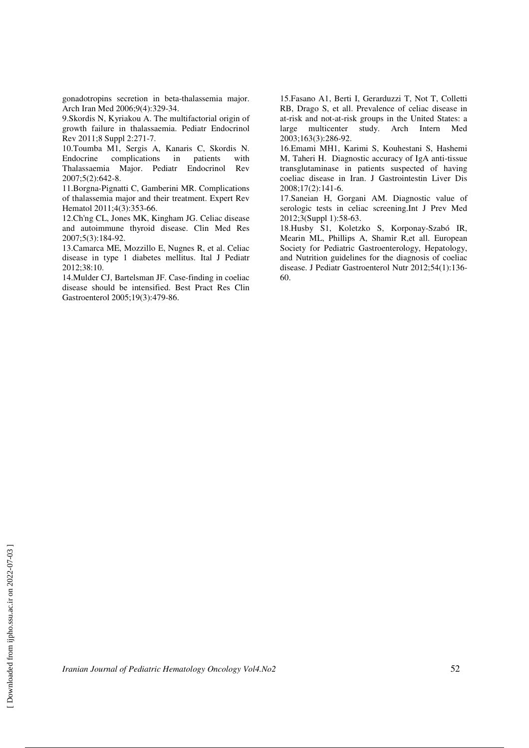gonadotropins secretion in beta-thalassemia major. Arch Iran Med 2006;9(4):329-34.

9.Skordis N, Kyriakou A. The multifactorial origin of growth failure in thalassaemia. Pediatr Endocrinol Rev 2011;8 Suppl 2:271-7.

10.Toumba M1, Sergis A, Kanaris C, Skordis N. Endocrine complications in patients with Thalassaemia Major. Pediatr Endocrinol Rev 2007;5(2):642-8.

11.Borgna-Pignatti C, Gamberini MR. Complications of thalassemia major and their treatment. Expert Rev Hematol 2011;4(3):353-66.

12.Ch'ng CL, Jones MK, Kingham JG. Celiac disease and autoimmune thyroid disease. Clin Med Res 2007;5(3):184-92.

13.Camarca ME, Mozzillo E, Nugnes R, et al. Celiac disease in type 1 diabetes mellitus. Ital J Pediatr 2012;38:10.

14.Mulder CJ, Bartelsman JF. Case-finding in coeliac disease should be intensified. Best Pract Res Clin Gastroenterol 2005;19(3):479-86.

15.Fasano A1, Berti I, Gerarduzzi T, Not T, Colletti RB, Drago S, et all. Prevalence of celiac disease in at-risk and not-at-risk groups in the United States: a large multicenter study. Arch Intern Med 2003;163(3):286-92.

16.Emami MH1, Karimi S, Kouhestani S, Hashemi M, Taheri H. Diagnostic accuracy of IgA anti-tissue transglutaminase in patients suspected of having coeliac disease in Iran. J Gastrointestin Liver Dis 2008;17(2):141-6.

17.Saneian H, Gorgani AM. Diagnostic value of serologic tests in celiac screening.Int J Prev Med 2012;3(Suppl 1):58-63.

18.Husby S1, Koletzko S, Korponay-Szabó IR, Mearin ML, Phillips A, Shamir R,et all. European Society for Pediatric Gastroenterology, Hepatology, and Nutrition guidelines for the diagnosis of coeliac disease. J Pediatr Gastroenterol Nutr 2012;54(1):136-60.